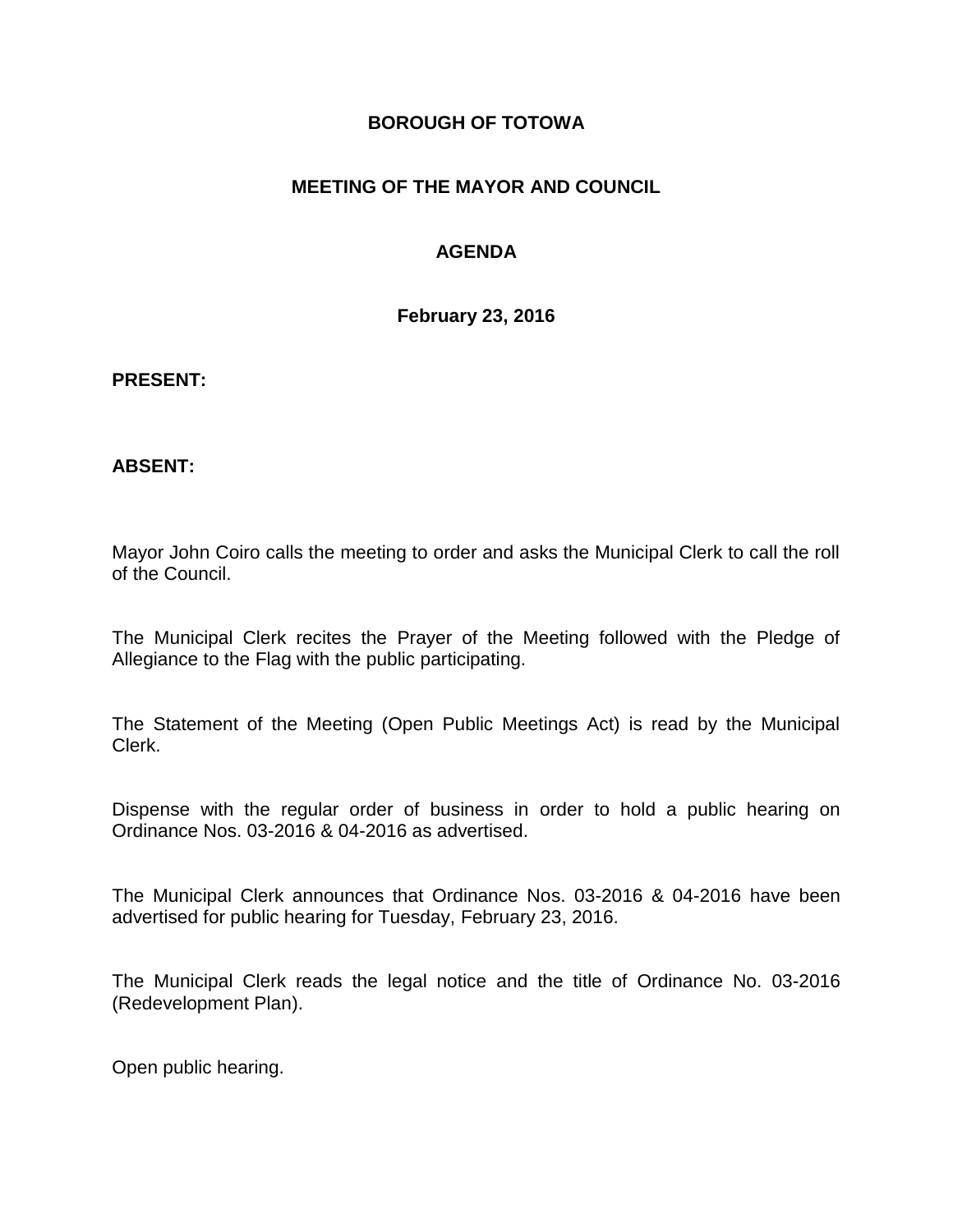**BOROUGH OF TOTOWA**

**MEETING OF THE MAYOR AND COUNCIL**

**AGENDA**

**February 23, 2016**

**PRESENT:**

**ABSENT:**

Mayor John Coiro calls the meeting to order and asks the Municipal Clerk to call the roll of the Council.

The Municipal Clerk recites the Prayer of the Meeting followed with the Pledge of Allegiance to the Flag with the public participating.

The Statement of the Meeting (Open Public Meetings Act) is read by the Municipal Clerk.

Dispense with the regular order of business in order to hold a public hearing on Ordinance Nos. 03-2016 & 04-2016 as advertised.

The Municipal Clerk announces that Ordinance Nos. 03-2016 & 04-2016 have been advertised for public hearing for Tuesday, February 23, 2016.

The Municipal Clerk reads the legal notice and the title of Ordinance No. 03-2016 (Redevelopment Plan).

Open public hearing.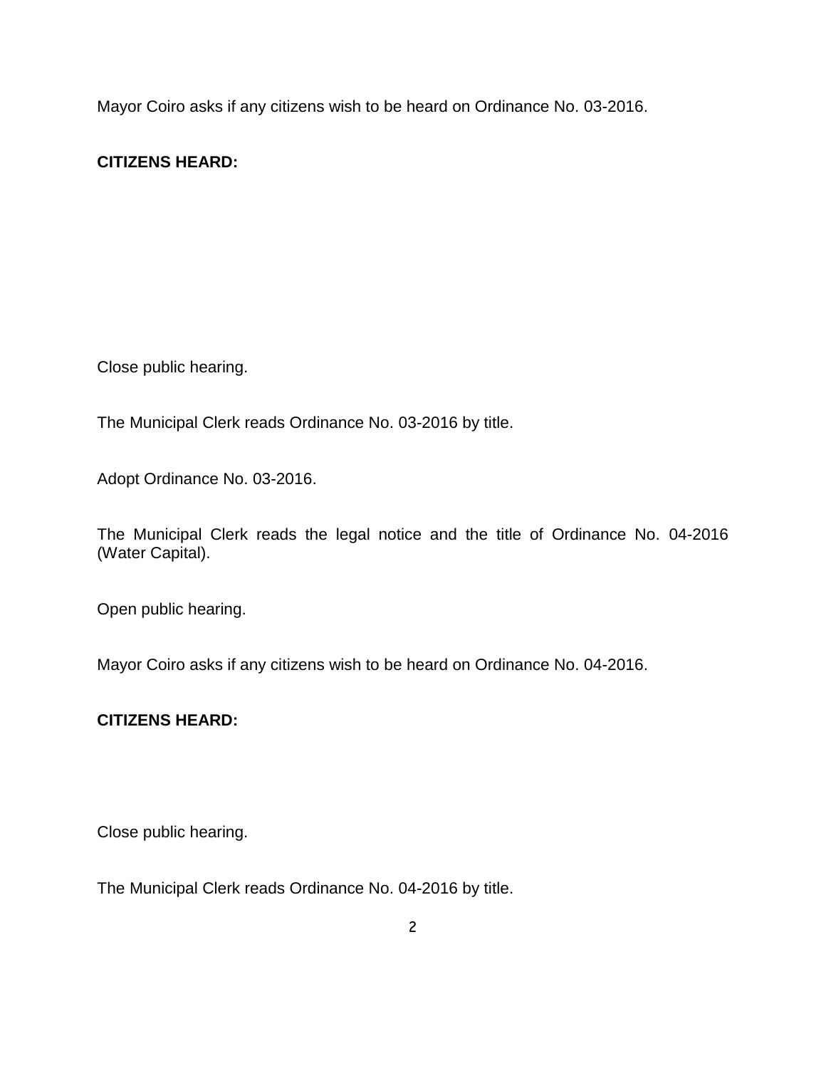Mayor Coiro asks if any citizens wish to be heard on Ordinance No. 03-2016.

**CITIZENS HEARD:**

Close public hearing.

The Municipal Clerk reads Ordinance No. 03-2016 by title.

Adopt Ordinance No. 03-2016.

The Municipal Clerk reads the legal notice and the title of Ordinance No. 04-2016 (Water Capital).

Open public hearing.

Mayor Coiro asks if any citizens wish to be heard on Ordinance No. 04-2016.

**CITIZENS HEARD:**

Close public hearing.

The Municipal Clerk reads Ordinance No. 04-2016 by title.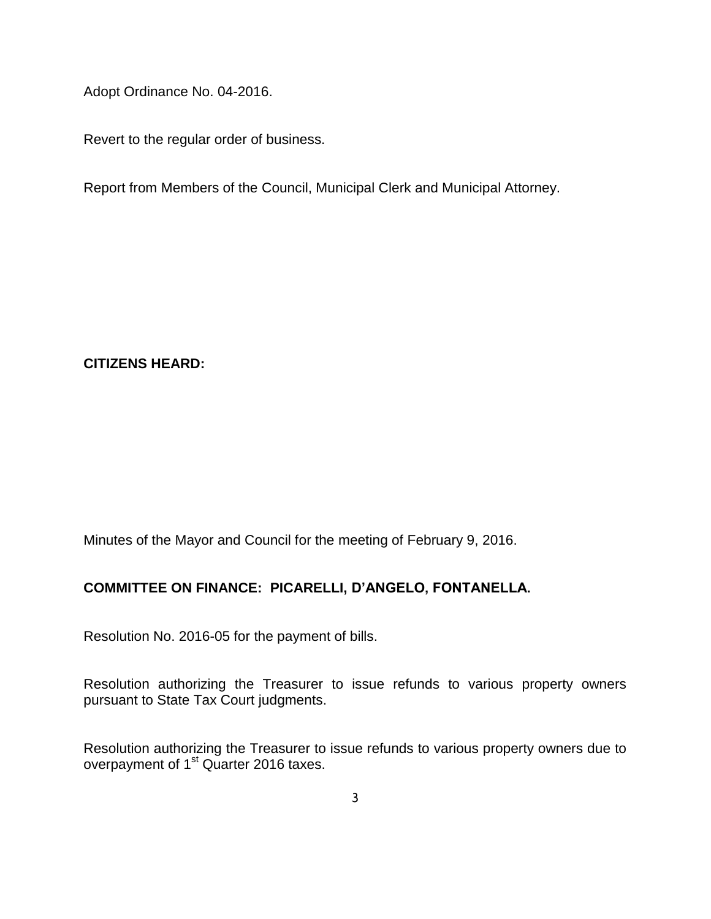Adopt Ordinance No. 04-2016.

Revert to the regular order of business.

Report from Members of the Council, Municipal Clerk and Municipal Attorney.

**CITIZENS HEARD:**

Minutes of the Mayor and Council for the meeting of February 9, 2016.

**COMMITTEE ON FINANCE: PICARELLI, D'ANGELO, FONTANELLA.**

Resolution No. 2016-05 for the payment of bills.

Resolution authorizing the Treasurer to issue refunds to various property owners pursuant to State Tax Court judgments.

Resolution authorizing the Treasurer to issue refunds to various property owners due to overpayment of 1st Quarter 2016 taxes.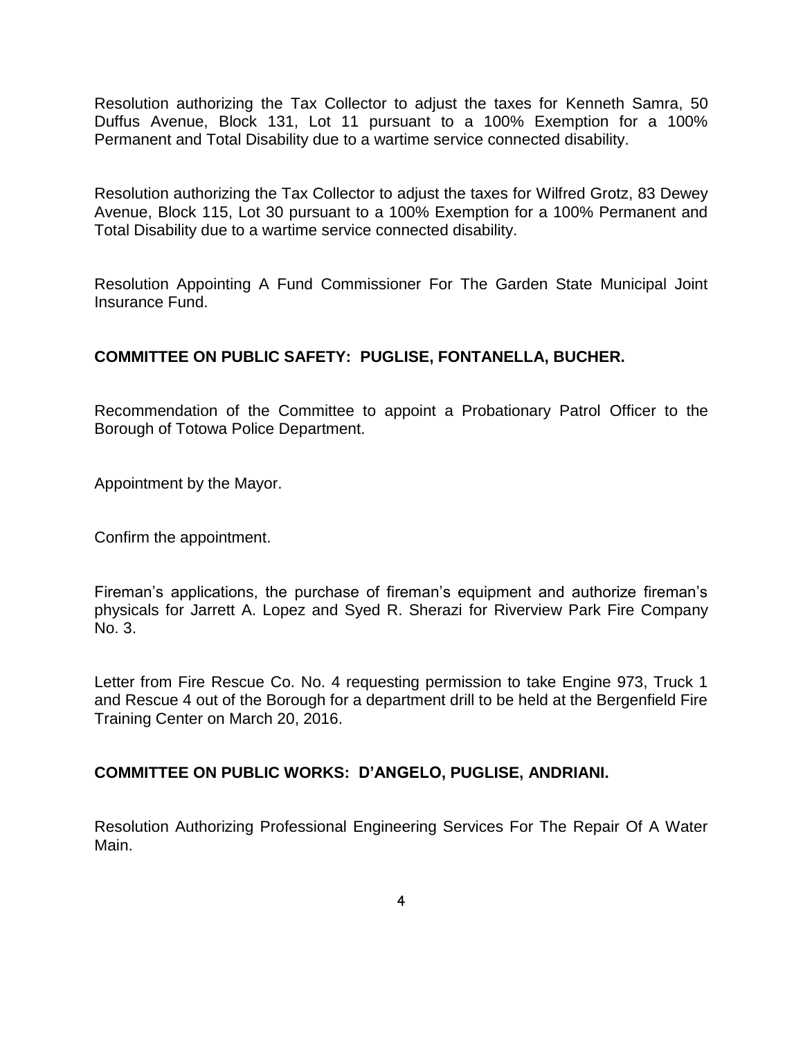Resolution authorizing the Tax Collector to adjust the taxes for Kenneth Samra, 50 Duffus Avenue, Block 131, Lot 11 pursuant to a 100% Exemption for a 100% Permanent and Total Disability due to a wartime service connected disability.

Resolution authorizing the Tax Collector to adjust the taxes for Wilfred Grotz, 83 Dewey Avenue, Block 115, Lot 30 pursuant to a 100% Exemption for a 100% Permanent and Total Disability due to a wartime service connected disability.

Resolution Appointing A Fund Commissioner For The Garden State Municipal Joint Insurance Fund.

**COMMITTEE ON PUBLIC SAFETY: PUGLISE, FONTANELLA, BUCHER.**

Recommendation of the Committee to appoint a Probationary Patrol Officer to the Borough of Totowa Police Department.

Appointment by the Mayor.

Confirm the appointment.

Fireman's applications, the purchase of fireman's equipment and authorize fireman's physicals for Jarrett A. Lopez and Syed R. Sherazi for Riverview Park Fire Company No. 3.

Letter from Fire Rescue Co. No. 4 requesting permission to take Engine 973, Truck 1 and Rescue 4 out of the Borough for a department drill to be held at the Bergenfield Fire Training Center on March 20, 2016.

**COMMITTEE ON PUBLIC WORKS: D'ANGELO, PUGLISE, ANDRIANI.**

Resolution Authorizing Professional Engineering Services For The Repair Of A Water Main.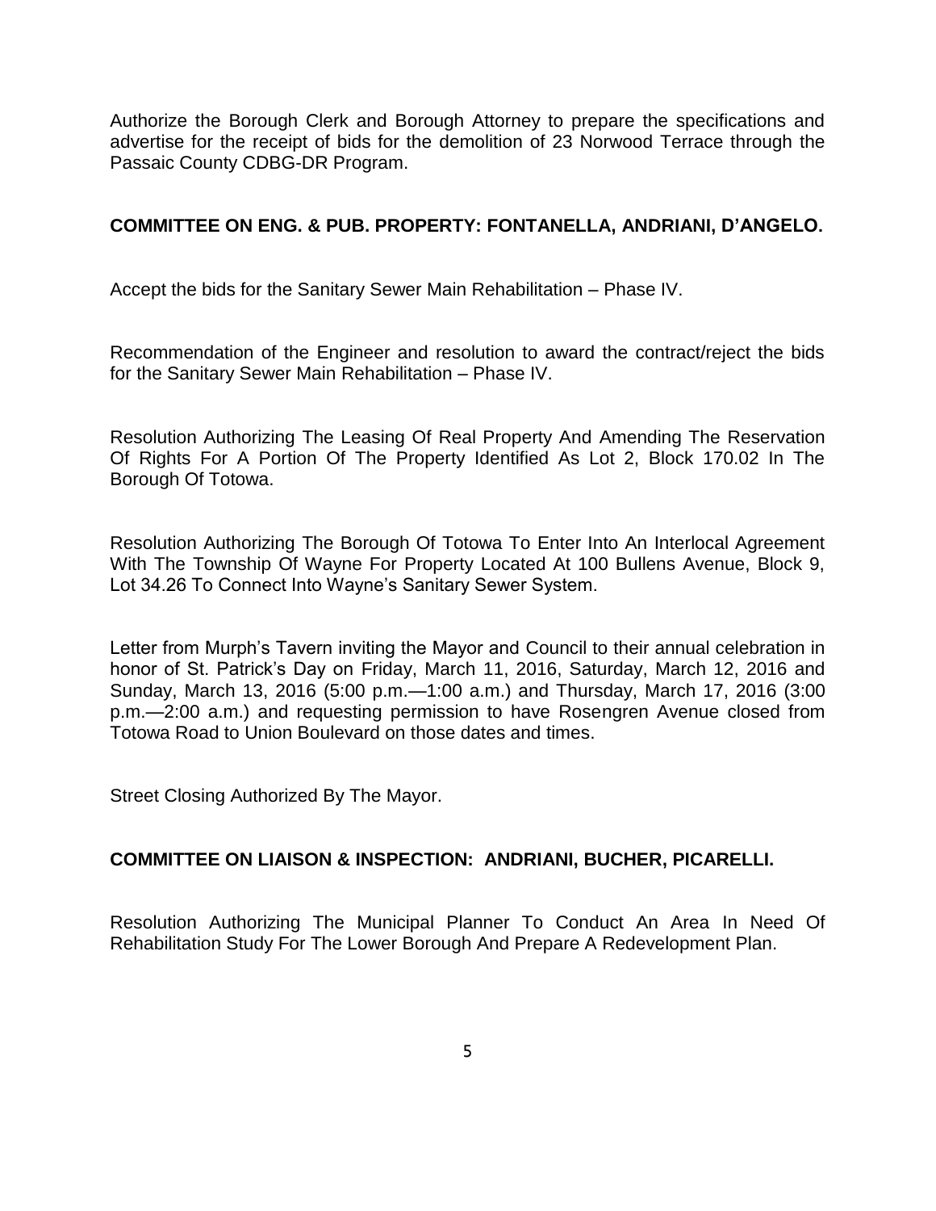Authorize the Borough Clerk and Borough Attorney to prepare the specifications and advertise for the receipt of bids for the demolition of 23 Norwood Terrace through the Passaic County CDBG-DR Program.

**COMMITTEE ON ENG. & PUB. PROPERTY: FONTANELLA, ANDRIANI, D'ANGELO.**

Accept the bids for the Sanitary Sewer Main Rehabilitation – Phase IV.

Recommendation of the Engineer and resolution to award the contract/reject the bids for the Sanitary Sewer Main Rehabilitation – Phase IV.

Resolution Authorizing The Leasing Of Real Property And Amending The Reservation Of Rights For A Portion Of The Property Identified As Lot 2, Block 170.02 In The Borough Of Totowa.

Resolution Authorizing The Borough Of Totowa To Enter Into An Interlocal Agreement With The Township Of Wayne For Property Located At 100 Bullens Avenue, Block 9, Lot 34.26 To Connect Into Wayne's Sanitary Sewer System.

Letter from Murph's Tavern inviting the Mayor and Council to their annual celebration in honor of St. Patrick's Day on Friday, March 11, 2016, Saturday, March 12, 2016 and Sunday, March 13, 2016 (5:00 p.m.—1:00 a.m.) and Thursday, March 17, 2016 (3:00 p.m.—2:00 a.m.) and requesting permission to have Rosengren Avenue closed from Totowa Road to Union Boulevard on those dates and times.

Street Closing Authorized By The Mayor.

**COMMITTEE ON LIAISON & INSPECTION: ANDRIANI, BUCHER, PICARELLI.**

Resolution Authorizing The Municipal Planner To Conduct An Area In Need Of Rehabilitation Study For The Lower Borough And Prepare A Redevelopment Plan.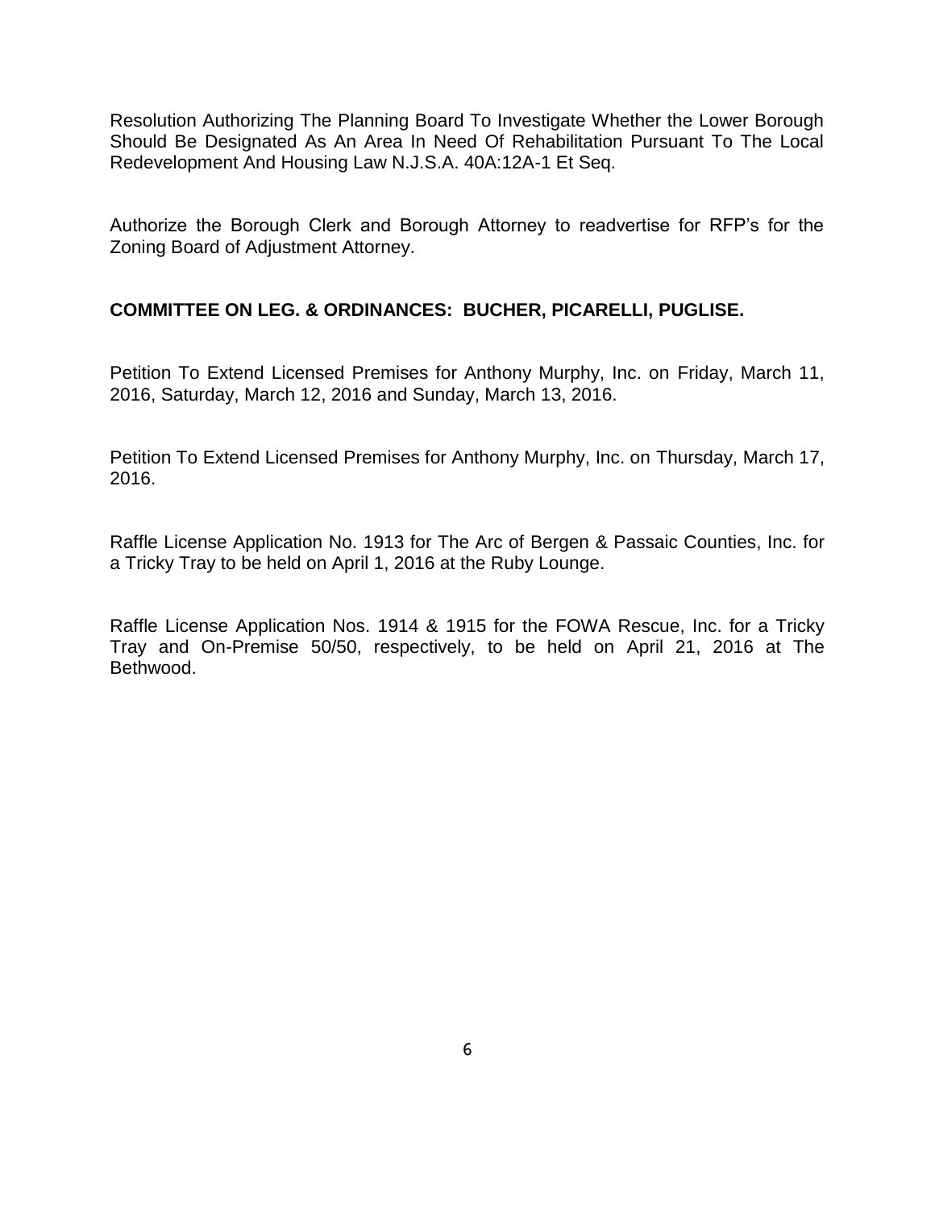Resolution Authorizing The Planning Board To Investigate Whether the Lower Borough Should Be Designated As An Area In Need Of Rehabilitation Pursuant To The Local Redevelopment And Housing Law N.J.S.A. 40A:12A-1 Et Seq.

Authorize the Borough Clerk and Borough Attorney to readvertise for RFP's for the Zoning Board of Adjustment Attorney.

**COMMITTEE ON LEG. & ORDINANCES: BUCHER, PICARELLI, PUGLISE.**

Petition To Extend Licensed Premises for Anthony Murphy, Inc. on Friday, March 11, 2016, Saturday, March 12, 2016 and Sunday, March 13, 2016.

Petition To Extend Licensed Premises for Anthony Murphy, Inc. on Thursday, March 17, 2016.

Raffle License Application No. 1913 for The Arc of Bergen & Passaic Counties, Inc. for a Tricky Tray to be held on April 1, 2016 at the Ruby Lounge.

Raffle License Application Nos. 1914 & 1915 for the FOWA Rescue, Inc. for a Tricky Tray and On-Premise 50/50, respectively, to be held on April 21, 2016 at The Bethwood.